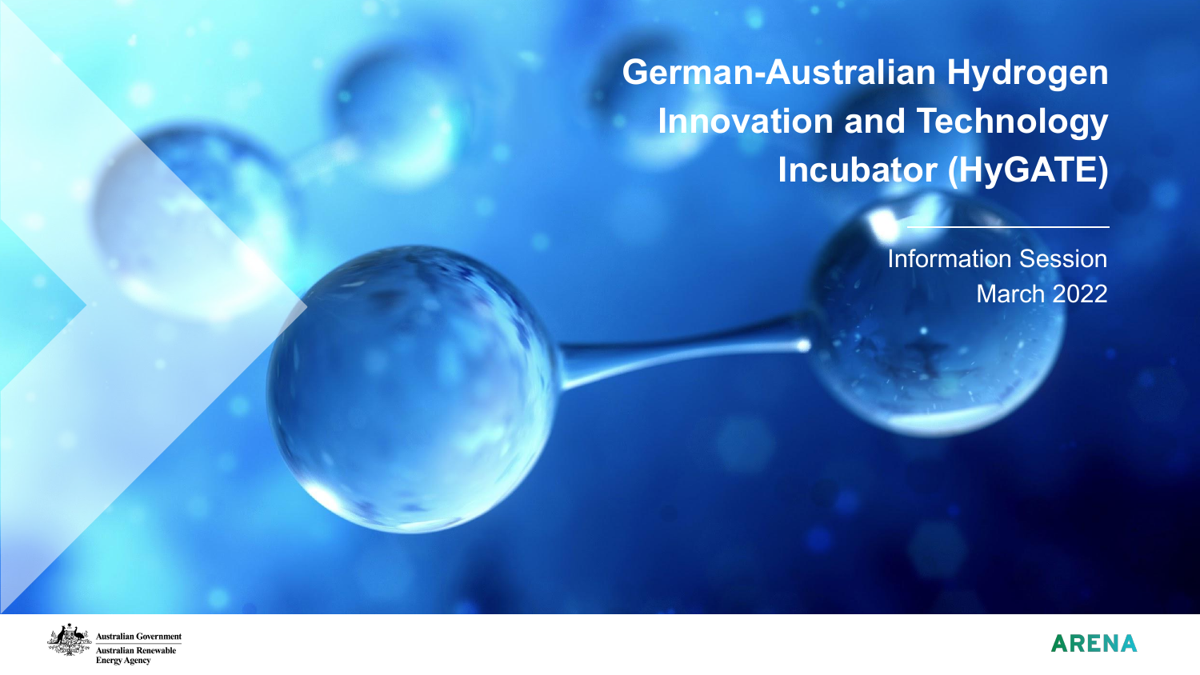# German-Australian Hydrogen Innovation and Technology Incubator (HyGATE)

Information Session
March 2022

Australian Government
Australian Renewable Energy Agency

ARENA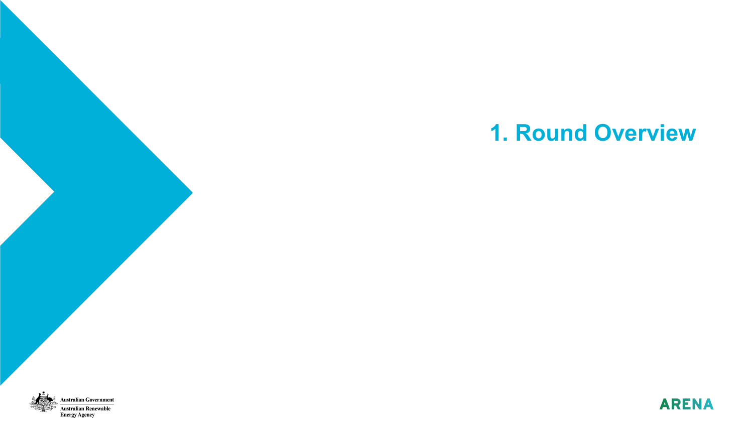# 1. Round Overview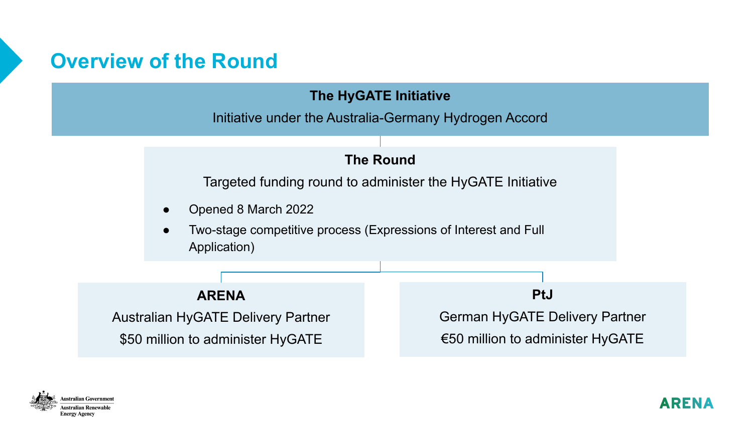# Overview of the Round

**The HyGATE Initiative**

Initiative under the Australia-Germany Hydrogen Accord

**The Round**

Targeted funding round to administer the HyGATE Initiative

- Opened 8 March 2022
- Two-stage competitive process (Expressions of Interest and Full Application)

**ARENA**

Australian HyGATE Delivery Partner

$50 million to administer HyGATE

**PtJ**

German HyGATE Delivery Partner

€50 million to administer HyGATE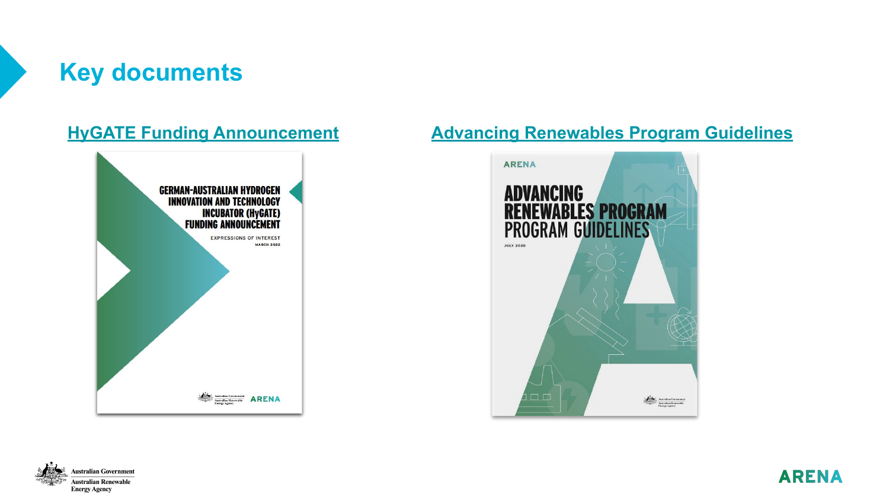# Key documents

[HyGATE Funding Announcement](#)

GERMAN-AUSTRALIAN HYDROGEN INNOVATION AND TECHNOLOGY INCUBATOR (HyGATE) FUNDING ANNOUNCEMENT

EXPRESSIONS OF INTEREST
MARCH 2022

[Advancing Renewables Program Guidelines](#)

ARENA

ADVANCING RENEWABLES PROGRAM
PROGRAM GUIDELINES

JULY 2020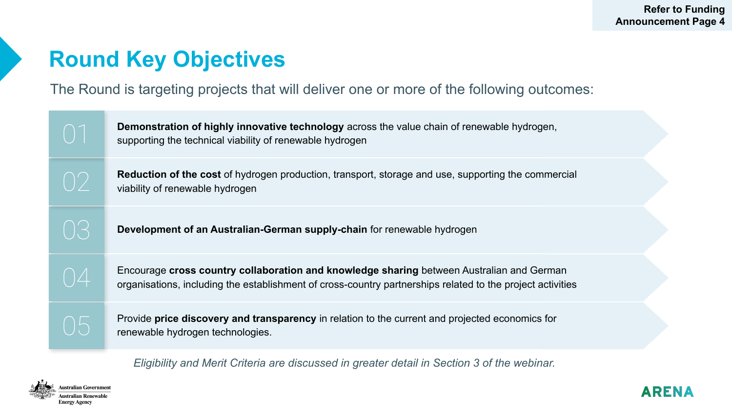Refer to Funding Announcement Page 4

# Round Key Objectives

The Round is targeting projects that will deliver one or more of the following outcomes:

01. **Demonstration of highly innovative technology** across the value chain of renewable hydrogen, supporting the technical viability of renewable hydrogen

02. **Reduction of the cost** of hydrogen production, transport, storage and use, supporting the commercial viability of renewable hydrogen

03. **Development of an Australian-German supply-chain** for renewable hydrogen

04. Encourage **cross country collaboration and knowledge sharing** between Australian and German organisations, including the establishment of cross-country partnerships related to the project activities

05. Provide **price discovery and transparency** in relation to the current and projected economics for renewable hydrogen technologies.

*Eligibility and Merit Criteria are discussed in greater detail in Section 3 of the webinar.*

Australian Government
Australian Renewable Energy Agency

ARENA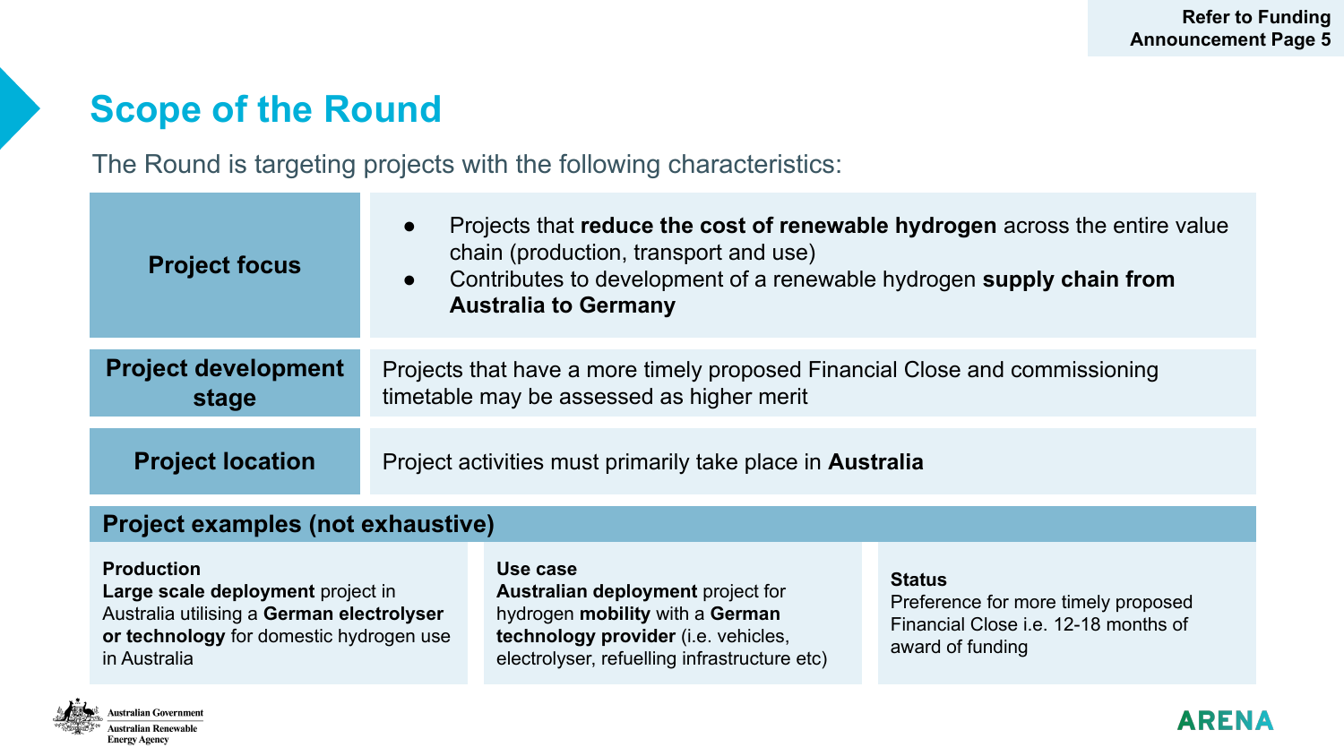Refer to Funding Announcement Page 5

# Scope of the Round

The Round is targeting projects with the following characteristics:

| | |
|---|---|
| **Project focus** | • Projects that **reduce the cost of renewable hydrogen** across the entire value chain (production, transport and use)<br>• Contributes to development of a renewable hydrogen **supply chain from Australia to Germany** |
| **Project development stage** | Projects that have a more timely proposed Financial Close and commissioning timetable may be assessed as higher merit |
| **Project location** | Project activities must primarily take place in **Australia** |

## Project examples (not exhaustive)

| Production | Use case | Status |
|---|---|---|
| **Large scale deployment** project in Australia utilising a **German electrolyser or technology** for domestic hydrogen use in Australia | **Australian deployment** project for hydrogen **mobility** with a **German technology provider** (i.e. vehicles, electrolyser, refuelling infrastructure etc) | Preference for more timely proposed Financial Close i.e. 12-18 months of award of funding |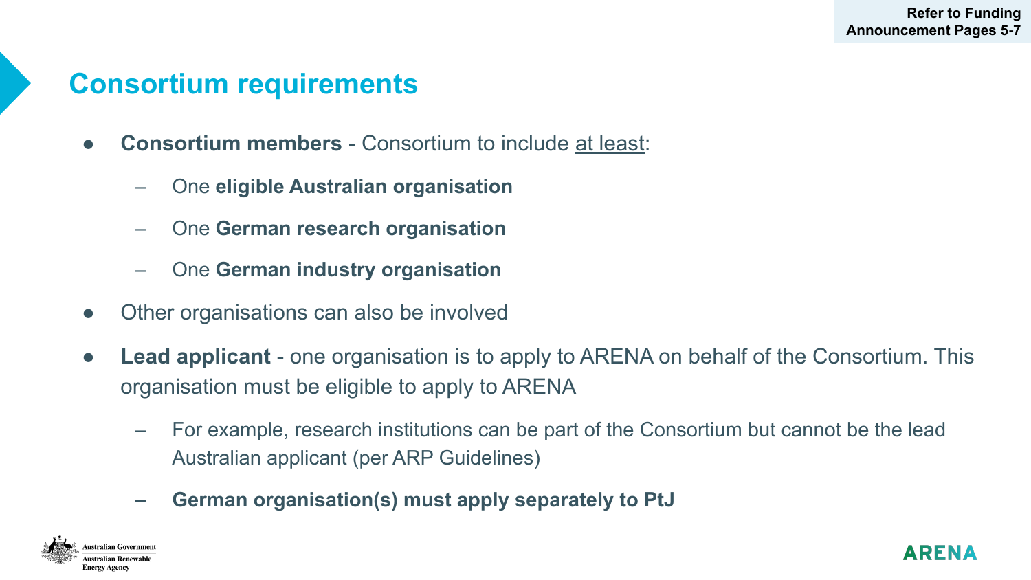Refer to Funding Announcement Pages 5-7

# Consortium requirements

- **Consortium members** - Consortium to include at least:
  - One **eligible Australian organisation**
  - One **German research organisation**
  - One **German industry organisation**
- Other organisations can also be involved
- **Lead applicant** - one organisation is to apply to ARENA on behalf of the Consortium. This organisation must be eligible to apply to ARENA
  - For example, research institutions can be part of the Consortium but cannot be the lead Australian applicant (per ARP Guidelines)
  - **German organisation(s) must apply separately to PtJ**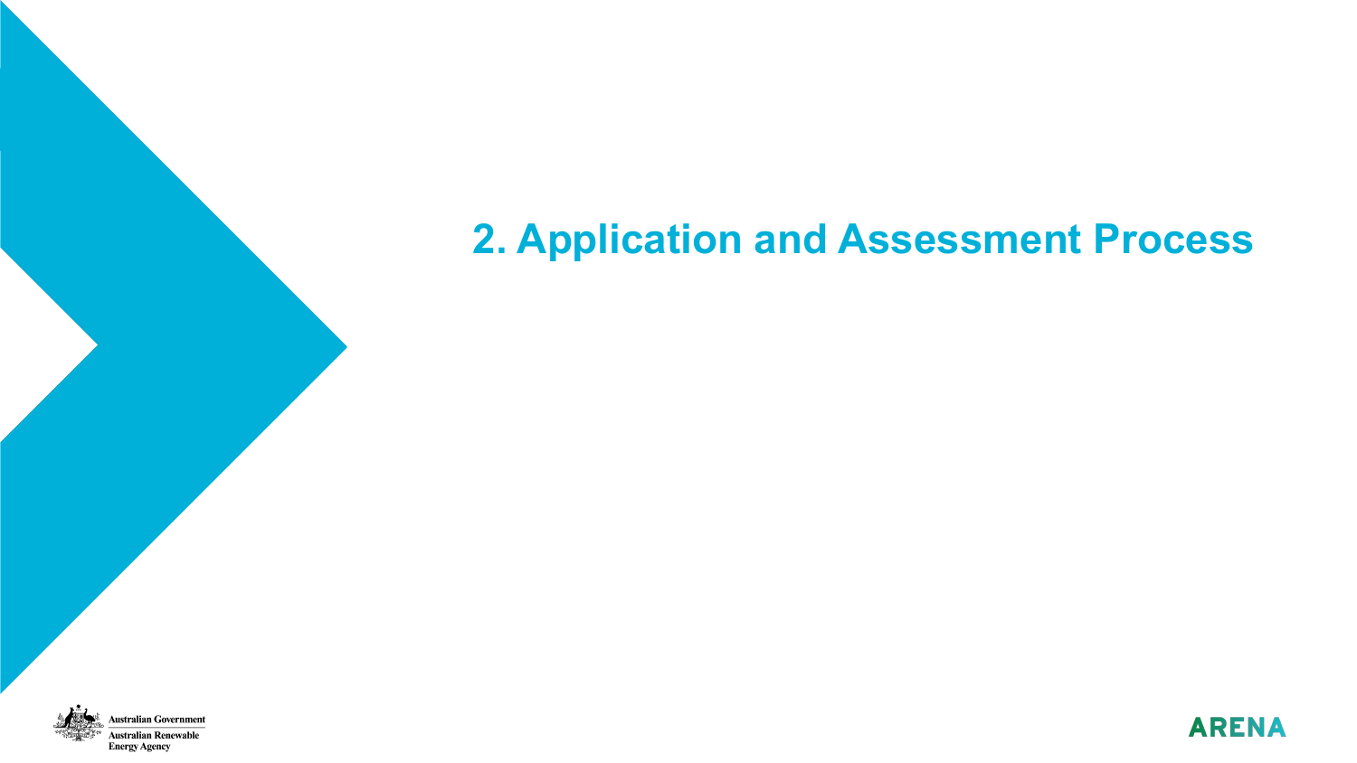# 2. Application and Assessment Process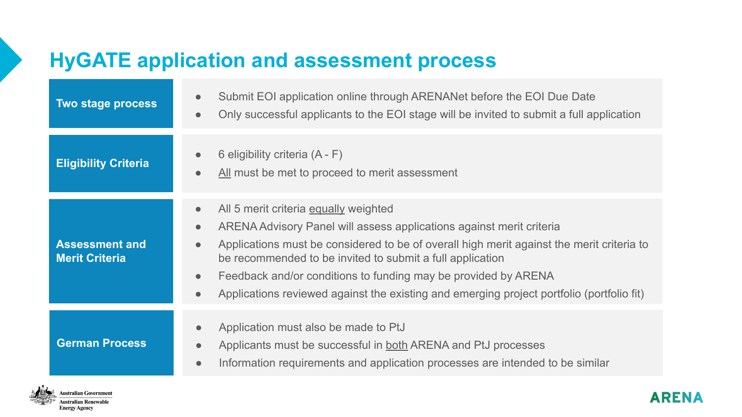# HyGATE application and assessment process

| | |
|---|---|
| **Two stage process** | • Submit EOI application online through ARENANet before the EOI Due Date<br>• Only successful applicants to the EOI stage will be invited to submit a full application |
| **Eligibility Criteria** | • 6 eligibility criteria (A - F)<br>• All must be met to proceed to merit assessment |
| **Assessment and Merit Criteria** | • All 5 merit criteria equally weighted<br>• ARENA Advisory Panel will assess applications against merit criteria<br>• Applications must be considered to be of overall high merit against the merit criteria to be recommended to be invited to submit a full application<br>• Feedback and/or conditions to funding may be provided by ARENA<br>• Applications reviewed against the existing and emerging project portfolio (portfolio fit) |
| **German Process** | • Application must also be made to PtJ<br>• Applicants must be successful in both ARENA and PtJ processes<br>• Information requirements and application processes are intended to be similar |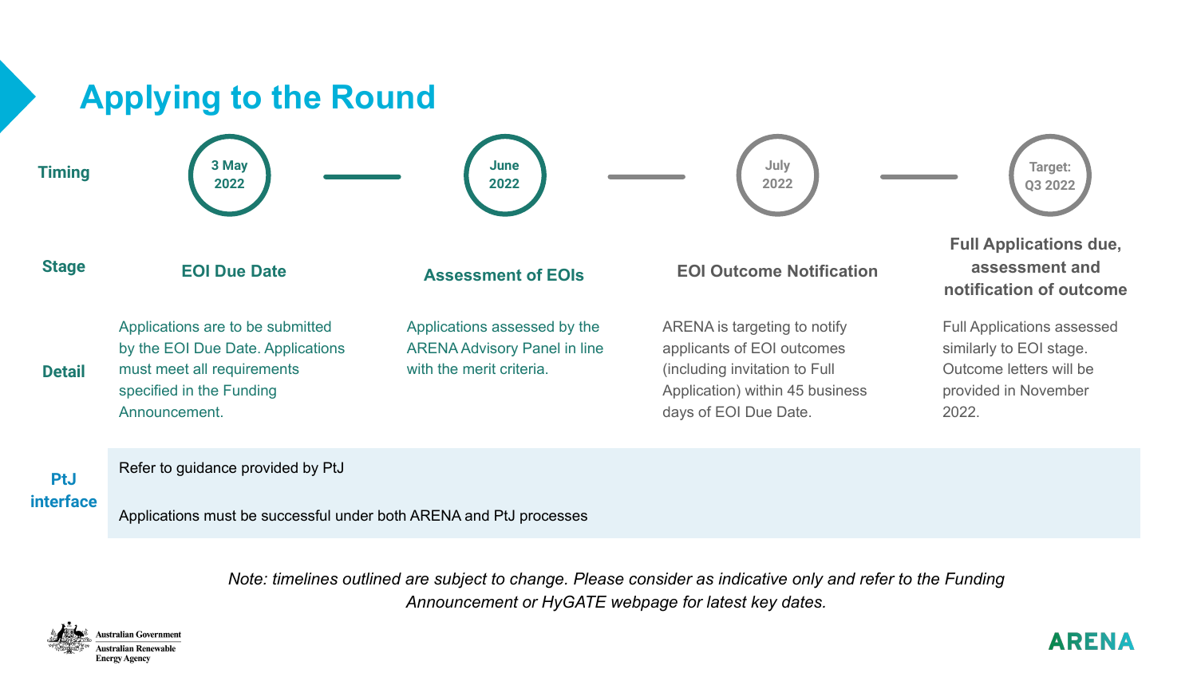# Applying to the Round

| | | | | |
|---|---|---|---|---|
| **Timing** | 3 May 2022 | June 2022 | July 2022 | Target: Q3 2022 |
| **Stage** | **EOI Due Date** | **Assessment of EOIs** | **EOI Outcome Notification** | **Full Applications due, assessment and notification of outcome** |
| **Detail** | Applications are to be submitted by the EOI Due Date. Applications must meet all requirements specified in the Funding Announcement. | Applications assessed by the ARENA Advisory Panel in line with the merit criteria. | ARENA is targeting to notify applicants of EOI outcomes (including invitation to Full Application) within 45 business days of EOI Due Date. | Full Applications assessed similarly to EOI stage. Outcome letters will be provided in November 2022. |
| **PtJ interface** | Refer to guidance provided by PtJ<br><br>Applications must be successful under both ARENA and PtJ processes | | | |

*Note: timelines outlined are subject to change. Please consider as indicative only and refer to the Funding Announcement or HyGATE webpage for latest key dates.*

Australian Government
Australian Renewable Energy Agency

ARENA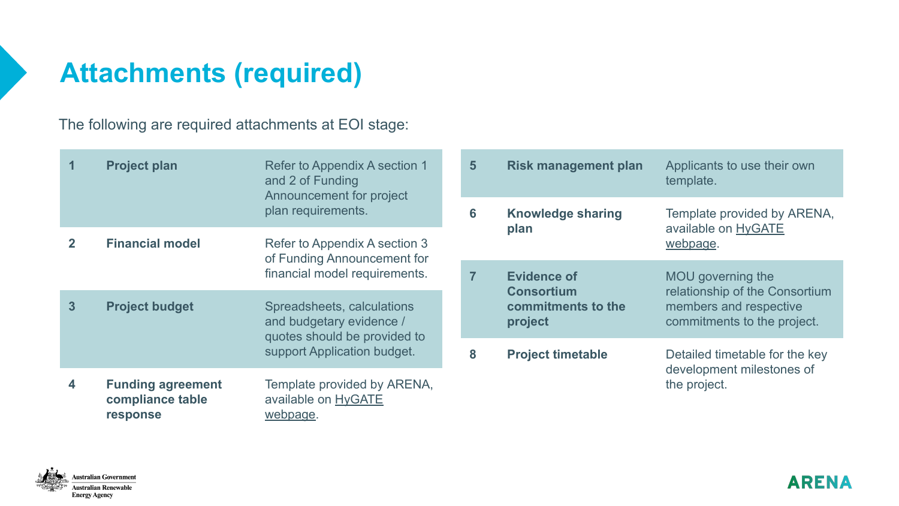# Attachments (required)

The following are required attachments at EOI stage:

| # | Attachment | Details |
| --- | --- | --- |
| 1 | **Project plan** | Refer to Appendix A section 1 and 2 of Funding Announcement for project plan requirements. |
| 2 | **Financial model** | Refer to Appendix A section 3 of Funding Announcement for financial model requirements. |
| 3 | **Project budget** | Spreadsheets, calculations and budgetary evidence / quotes should be provided to support Application budget. |
| 4 | **Funding agreement compliance table response** | Template provided by ARENA, available on HyGATE webpage. |
| 5 | **Risk management plan** | Applicants to use their own template. |
| 6 | **Knowledge sharing plan** | Template provided by ARENA, available on HyGATE webpage. |
| 7 | **Evidence of Consortium commitments to the project** | MOU governing the relationship of the Consortium members and respective commitments to the project. |
| 8 | **Project timetable** | Detailed timetable for the key development milestones of the project. |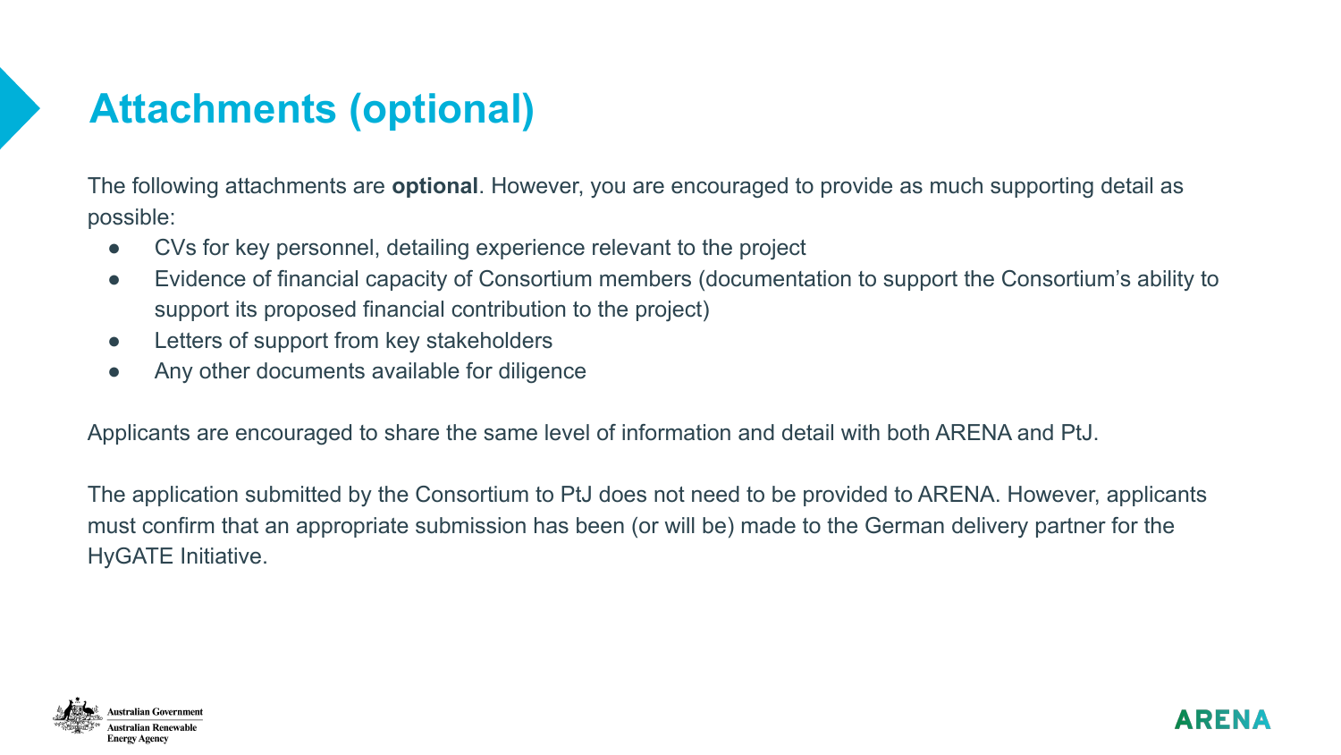# Attachments (optional)

The following attachments are **optional**. However, you are encouraged to provide as much supporting detail as possible:

- CVs for key personnel, detailing experience relevant to the project
- Evidence of financial capacity of Consortium members (documentation to support the Consortium's ability to support its proposed financial contribution to the project)
- Letters of support from key stakeholders
- Any other documents available for diligence

Applicants are encouraged to share the same level of information and detail with both ARENA and PtJ.

The application submitted by the Consortium to PtJ does not need to be provided to ARENA. However, applicants must confirm that an appropriate submission has been (or will be) made to the German delivery partner for the HyGATE Initiative.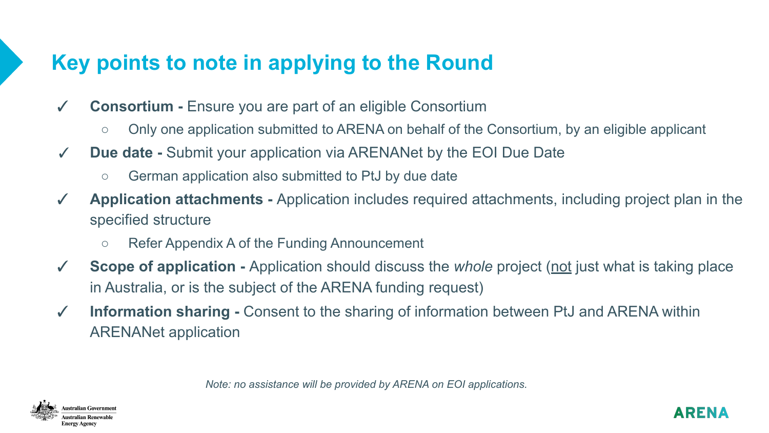# Key points to note in applying to the Round

- ✓ **Consortium -** Ensure you are part of an eligible Consortium
  - Only one application submitted to ARENA on behalf of the Consortium, by an eligible applicant
- ✓ **Due date -** Submit your application via ARENANet by the EOI Due Date
  - German application also submitted to PtJ by due date
- ✓ **Application attachments -** Application includes required attachments, including project plan in the specified structure
  - Refer Appendix A of the Funding Announcement
- ✓ **Scope of application -** Application should discuss the *whole* project (not just what is taking place in Australia, or is the subject of the ARENA funding request)
- ✓ **Information sharing -** Consent to the sharing of information between PtJ and ARENA within ARENANet application

*Note: no assistance will be provided by ARENA on EOI applications.*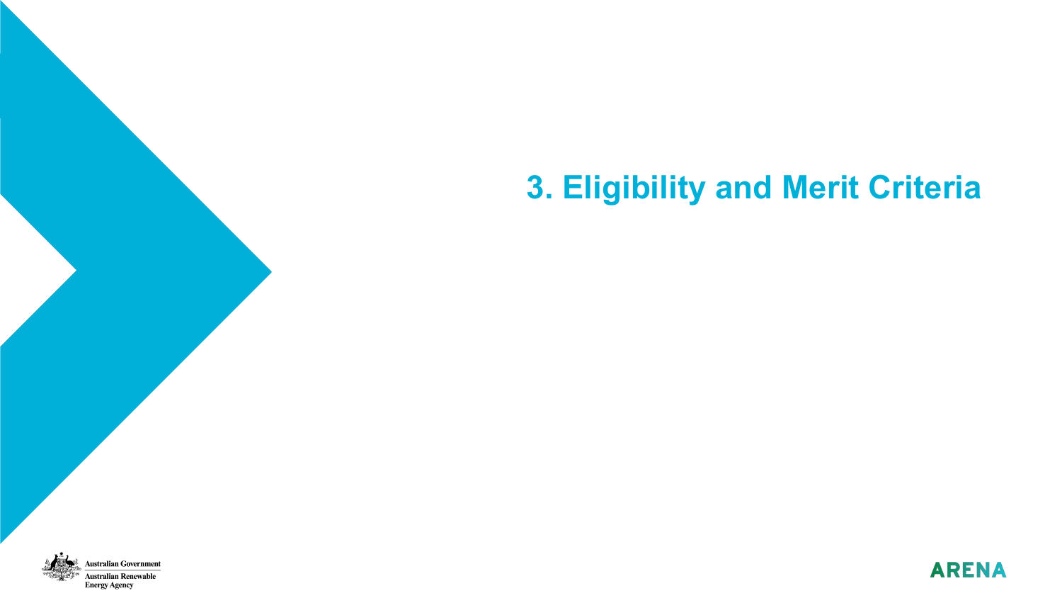# 3. Eligibility and Merit Criteria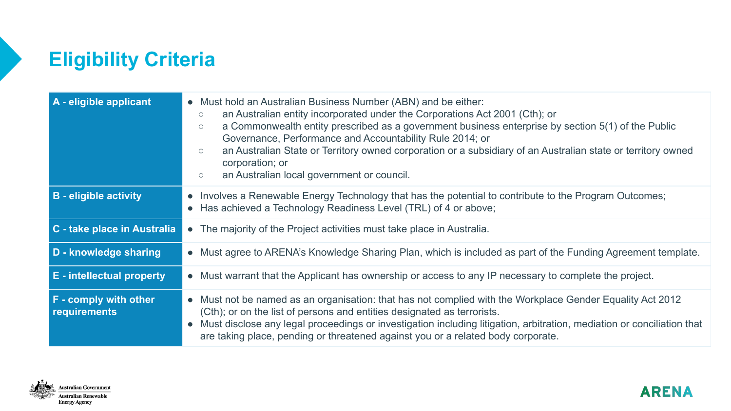# Eligibility Criteria

| | |
|---|---|
| **A - eligible applicant** | • Must hold an Australian Business Number (ABN) and be either:<br>  ○ an Australian entity incorporated under the Corporations Act 2001 (Cth); or<br>  ○ a Commonwealth entity prescribed as a government business enterprise by section 5(1) of the Public Governance, Performance and Accountability Rule 2014; or<br>  ○ an Australian State or Territory owned corporation or a subsidiary of an Australian state or territory owned corporation; or<br>  ○ an Australian local government or council. |
| **B - eligible activity** | • Involves a Renewable Energy Technology that has the potential to contribute to the Program Outcomes;<br>• Has achieved a Technology Readiness Level (TRL) of 4 or above; |
| **C - take place in Australia** | • The majority of the Project activities must take place in Australia. |
| **D - knowledge sharing** | • Must agree to ARENA's Knowledge Sharing Plan, which is included as part of the Funding Agreement template. |
| **E - intellectual property** | • Must warrant that the Applicant has ownership or access to any IP necessary to complete the project. |
| **F - comply with other requirements** | • Must not be named as an organisation: that has not complied with the Workplace Gender Equality Act 2012 (Cth); or on the list of persons and entities designated as terrorists.<br>• Must disclose any legal proceedings or investigation including litigation, arbitration, mediation or conciliation that are taking place, pending or threatened against you or a related body corporate. |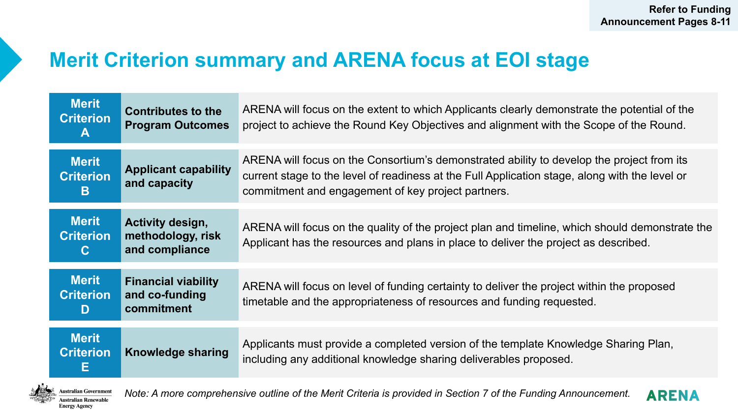Refer to Funding Announcement Pages 8-11

# Merit Criterion summary and ARENA focus at EOI stage

| Merit Criterion | Title | ARENA focus |
| --- | --- | --- |
| Merit Criterion A | Contributes to the Program Outcomes | ARENA will focus on the extent to which Applicants clearly demonstrate the potential of the project to achieve the Round Key Objectives and alignment with the Scope of the Round. |
| Merit Criterion B | Applicant capability and capacity | ARENA will focus on the Consortium's demonstrated ability to develop the project from its current stage to the level of readiness at the Full Application stage, along with the level or commitment and engagement of key project partners. |
| Merit Criterion C | Activity design, methodology, risk and compliance | ARENA will focus on the quality of the project plan and timeline, which should demonstrate the Applicant has the resources and plans in place to deliver the project as described. |
| Merit Criterion D | Financial viability and co-funding commitment | ARENA will focus on level of funding certainty to deliver the project within the proposed timetable and the appropriateness of resources and funding requested. |
| Merit Criterion E | Knowledge sharing | Applicants must provide a completed version of the template Knowledge Sharing Plan, including any additional knowledge sharing deliverables proposed. |

*Note: A more comprehensive outline of the Merit Criteria is provided in Section 7 of the Funding Announcement.*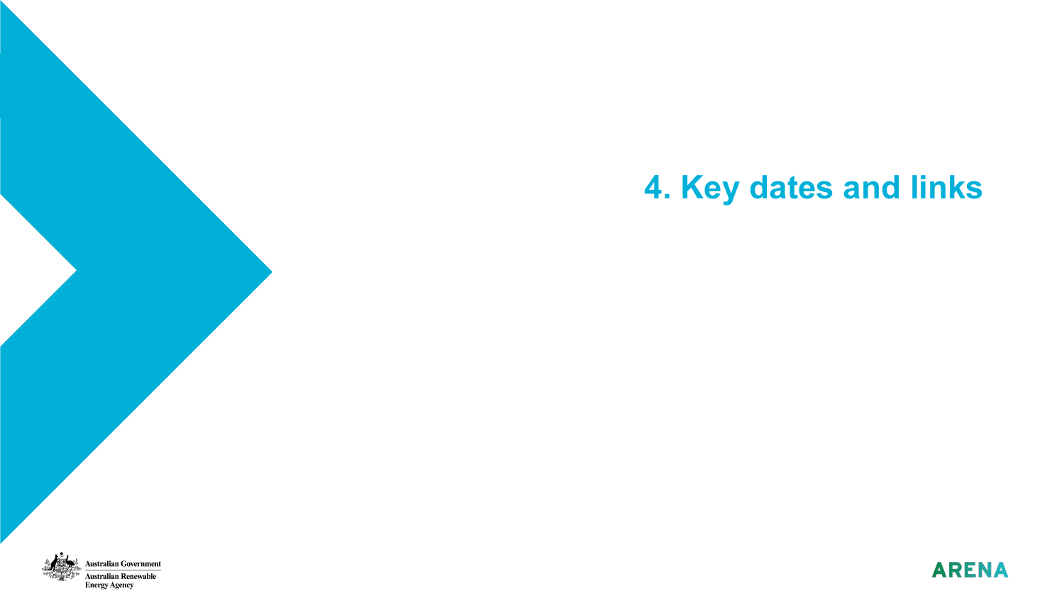# 4. Key dates and links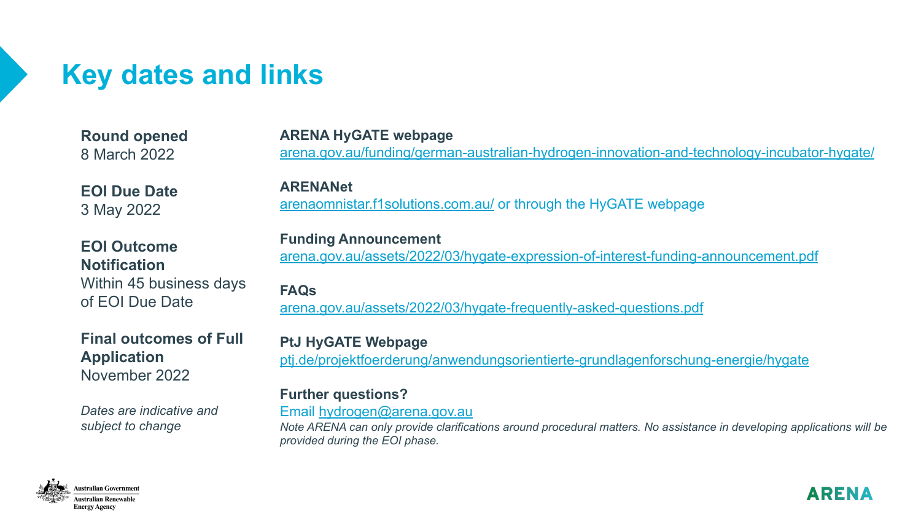# Key dates and links

**Round opened**
8 March 2022

**EOI Due Date**
3 May 2022

**EOI Outcome Notification**
Within 45 business days of EOI Due Date

**Final outcomes of Full Application**
November 2022

*Dates are indicative and subject to change*

**ARENA HyGATE webpage**
arena.gov.au/funding/german-australian-hydrogen-innovation-and-technology-incubator-hygate/

**ARENANet**
arenaomnistar.f1solutions.com.au/ or through the HyGATE webpage

**Funding Announcement**
arena.gov.au/assets/2022/03/hygate-expression-of-interest-funding-announcement.pdf

**FAQs**
arena.gov.au/assets/2022/03/hygate-frequently-asked-questions.pdf

**PtJ HyGATE Webpage**
ptj.de/projektfoerderung/anwendungsorientierte-grundlagenforschung-energie/hygate

**Further questions?**
Email hydrogen@arena.gov.au
*Note ARENA can only provide clarifications around procedural matters. No assistance in developing applications will be provided during the EOI phase.*